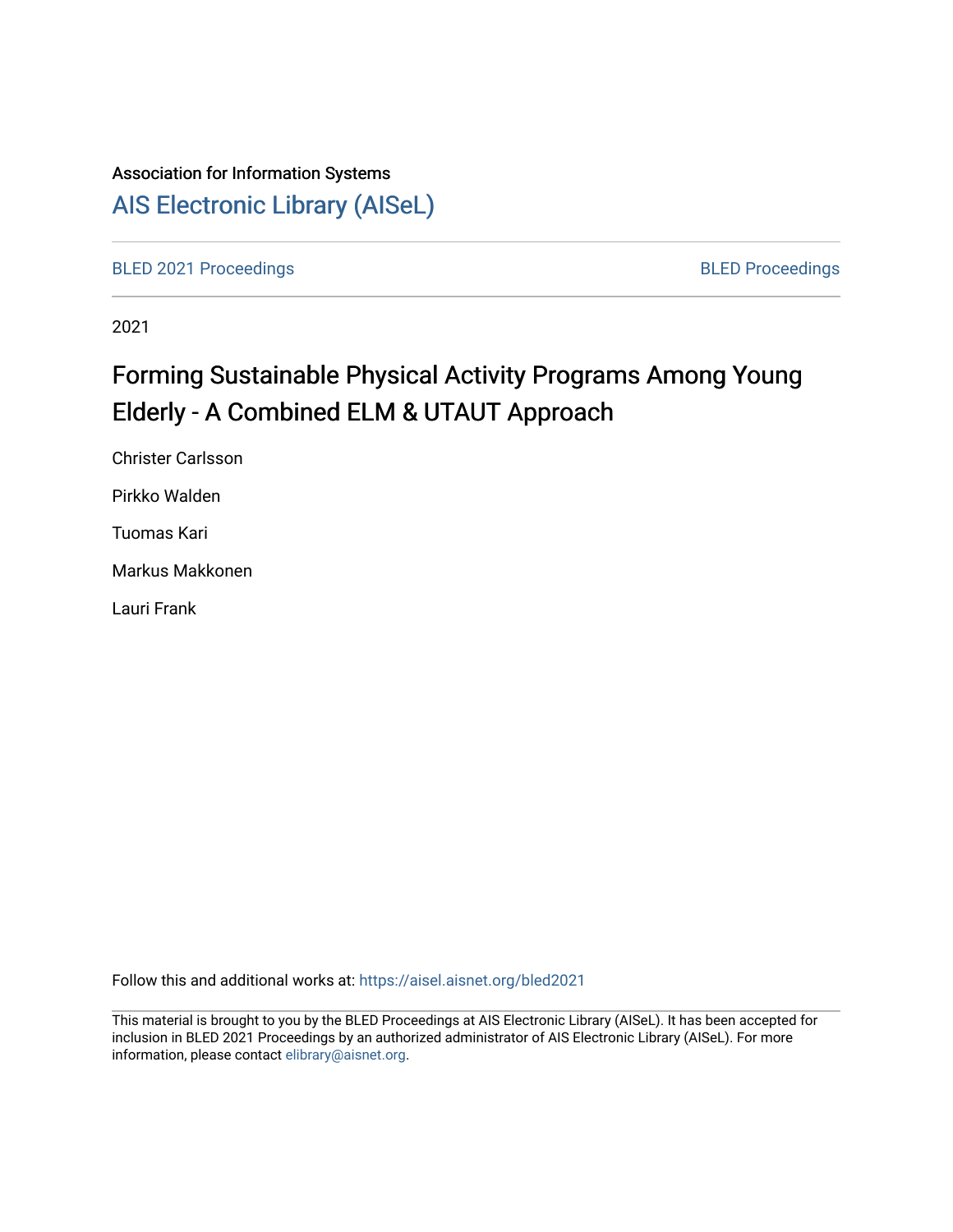Association for Information Systems

[AIS Electronic Library (AISeL)](https://aisel.aisnet.org/)

BLED 2021 Proceedings | BLED Proceedings

2021

# Forming Sustainable Physical Activity Programs Among Young Elderly - A Combined ELM & UTAUT Approach

Christer Carlsson

Pirkko Walden

Tuomas Kari

Markus Makkonen

Lauri Frank

Follow this and additional works at: https://aisel.aisnet.org/bled2021

This material is brought to you by the BLED Proceedings at AIS Electronic Library (AISeL). It has been accepted for inclusion in BLED 2021 Proceedings by an authorized administrator of AIS Electronic Library (AISeL). For more information, please contact elibrary@aisnet.org.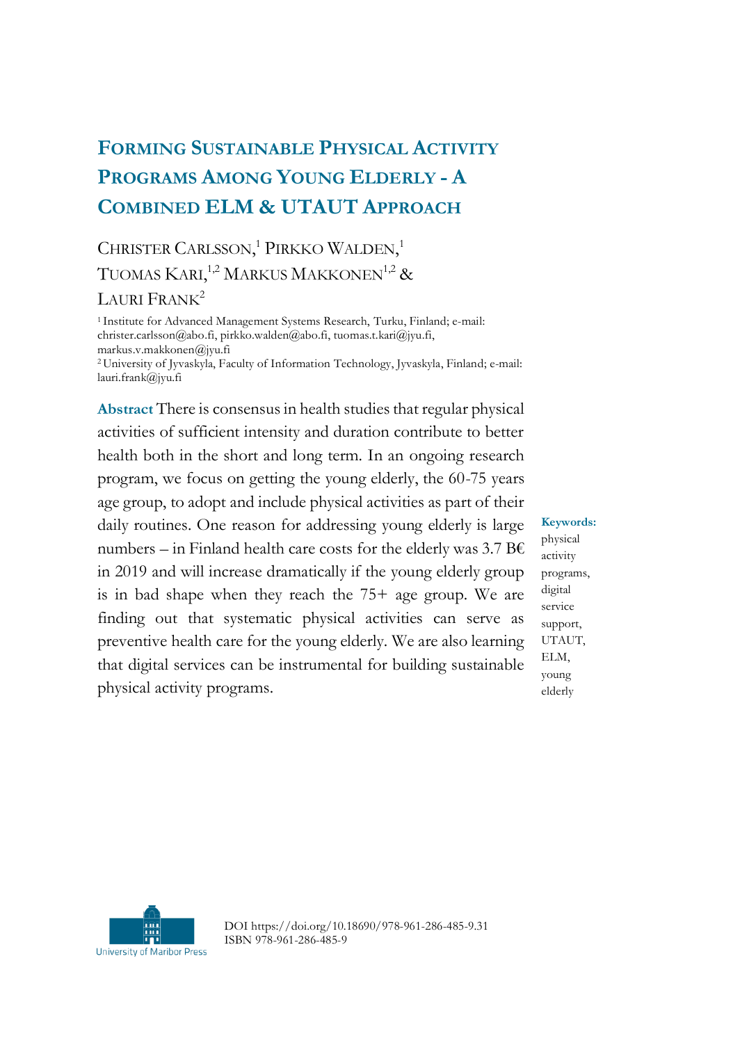# Forming Sustainable Physical Activity Programs Among Young Elderly - A Combined ELM & UTAUT Approach

Christer Carlsson,[1] Pirkko Walden,[1] Tuomas Kari,[1,2] Markus Makkonen[1,2] & Lauri Frank[2]

[1] Institute for Advanced Management Systems Research, Turku, Finland; e-mail: christer.carlsson@abo.fi, pirkko.walden@abo.fi, tuomas.t.kari@jyu.fi, markus.v.makkonen@jyu.fi
[2] University of Jyvaskyla, Faculty of Information Technology, Jyvaskyla, Finland; e-mail: lauri.frank@jyu.fi

**Abstract** There is consensus in health studies that regular physical activities of sufficient intensity and duration contribute to better health both in the short and long term. In an ongoing research program, we focus on getting the young elderly, the 60-75 years age group, to adopt and include physical activities as part of their daily routines. One reason for addressing young elderly is large numbers – in Finland health care costs for the elderly was 3.7 B€ in 2019 and will increase dramatically if the young elderly group is in bad shape when they reach the 75+ age group. We are finding out that systematic physical activities can serve as preventive health care for the young elderly. We are also learning that digital services can be instrumental for building sustainable physical activity programs.

**Keywords:** physical activity programs, digital service support, UTAUT, ELM, young elderly

DOI https://doi.org/10.18690/978-961-286-485-9.31
ISBN 978-961-286-485-9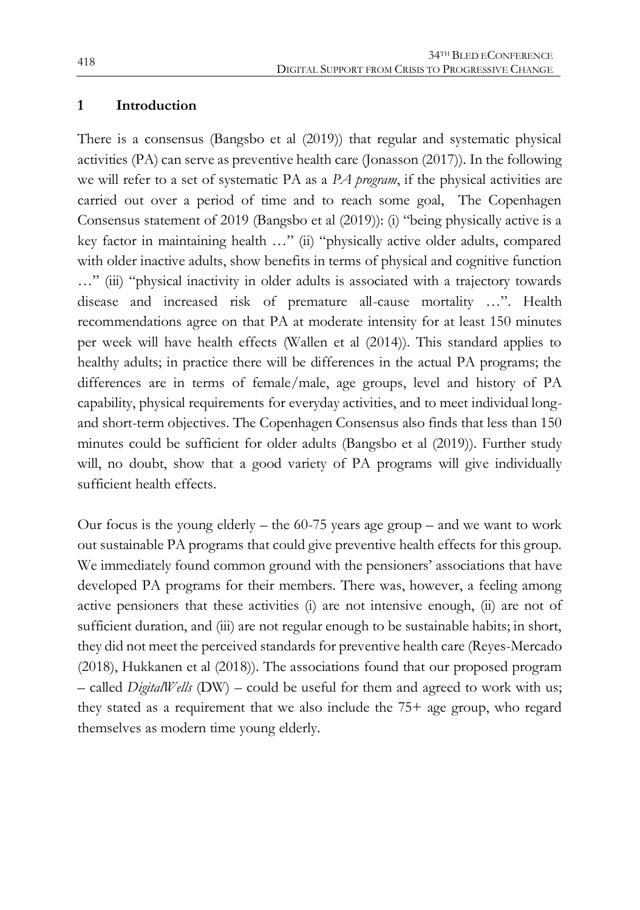## 1 Introduction

There is a consensus (Bangsbo et al (2019)) that regular and systematic physical activities (PA) can serve as preventive health care (Jonasson (2017)). In the following we will refer to a set of systematic PA as a *PA program*, if the physical activities are carried out over a period of time and to reach some goal, The Copenhagen Consensus statement of 2019 (Bangsbo et al (2019)): (i) "being physically active is a key factor in maintaining health …" (ii) "physically active older adults, compared with older inactive adults, show benefits in terms of physical and cognitive function …" (iii) "physical inactivity in older adults is associated with a trajectory towards disease and increased risk of premature all-cause mortality …". Health recommendations agree on that PA at moderate intensity for at least 150 minutes per week will have health effects (Wallen et al (2014)). This standard applies to healthy adults; in practice there will be differences in the actual PA programs; the differences are in terms of female/male, age groups, level and history of PA capability, physical requirements for everyday activities, and to meet individual long- and short-term objectives. The Copenhagen Consensus also finds that less than 150 minutes could be sufficient for older adults (Bangsbo et al (2019)). Further study will, no doubt, show that a good variety of PA programs will give individually sufficient health effects.

Our focus is the young elderly – the 60-75 years age group – and we want to work out sustainable PA programs that could give preventive health effects for this group. We immediately found common ground with the pensioners' associations that have developed PA programs for their members. There was, however, a feeling among active pensioners that these activities (i) are not intensive enough, (ii) are not of sufficient duration, and (iii) are not regular enough to be sustainable habits; in short, they did not meet the perceived standards for preventive health care (Reyes-Mercado (2018), Hukkanen et al (2018)). The associations found that our proposed program – called *DigitalWells* (DW) – could be useful for them and agreed to work with us; they stated as a requirement that we also include the 75+ age group, who regard themselves as modern time young elderly.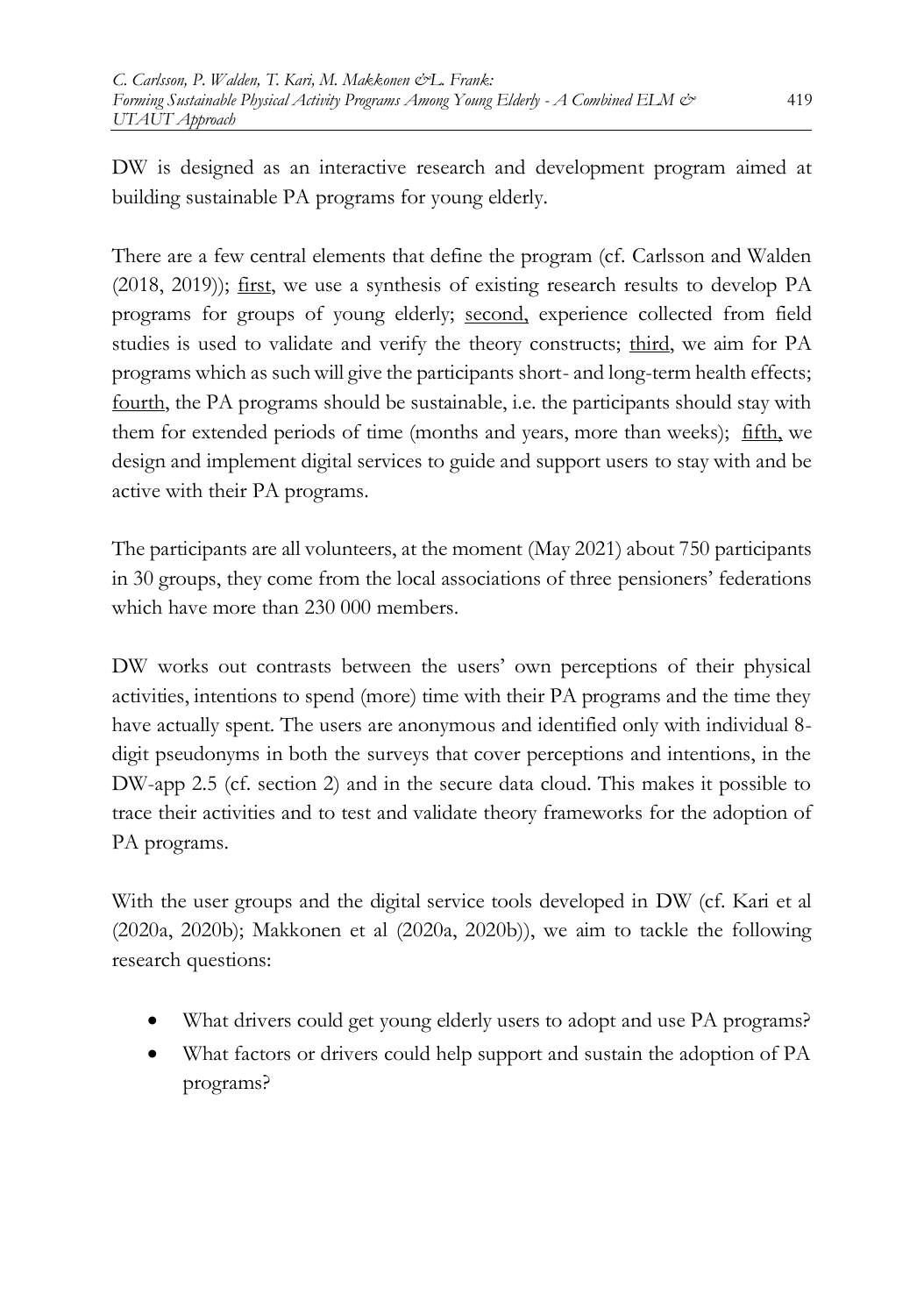DW is designed as an interactive research and development program aimed at building sustainable PA programs for young elderly.

There are a few central elements that define the program (cf. Carlsson and Walden (2018, 2019)); <u>first</u>, we use a synthesis of existing research results to develop PA programs for groups of young elderly; <u>second,</u> experience collected from field studies is used to validate and verify the theory constructs; <u>third</u>, we aim for PA programs which as such will give the participants short- and long-term health effects; <u>fourth</u>, the PA programs should be sustainable, i.e. the participants should stay with them for extended periods of time (months and years, more than weeks); <u>fifth,</u> we design and implement digital services to guide and support users to stay with and be active with their PA programs.

The participants are all volunteers, at the moment (May 2021) about 750 participants in 30 groups, they come from the local associations of three pensioners' federations which have more than 230 000 members.

DW works out contrasts between the users' own perceptions of their physical activities, intentions to spend (more) time with their PA programs and the time they have actually spent. The users are anonymous and identified only with individual 8-digit pseudonyms in both the surveys that cover perceptions and intentions, in the DW-app 2.5 (cf. section 2) and in the secure data cloud. This makes it possible to trace their activities and to test and validate theory frameworks for the adoption of PA programs.

With the user groups and the digital service tools developed in DW (cf. Kari et al (2020a, 2020b); Makkonen et al (2020a, 2020b)), we aim to tackle the following research questions:

- What drivers could get young elderly users to adopt and use PA programs?
- What factors or drivers could help support and sustain the adoption of PA programs?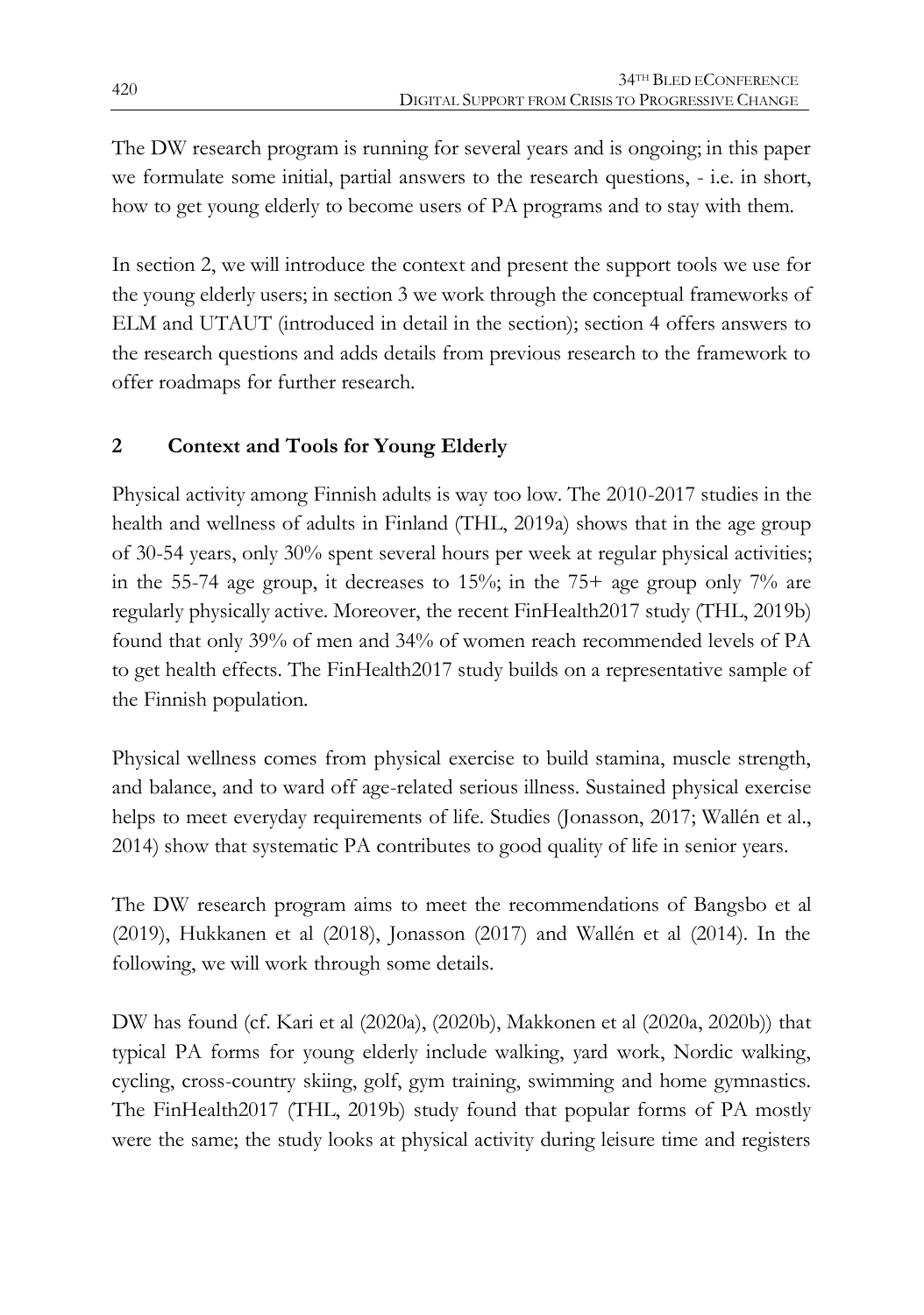The DW research program is running for several years and is ongoing; in this paper we formulate some initial, partial answers to the research questions, - i.e. in short, how to get young elderly to become users of PA programs and to stay with them.

In section 2, we will introduce the context and present the support tools we use for the young elderly users; in section 3 we work through the conceptual frameworks of ELM and UTAUT (introduced in detail in the section); section 4 offers answers to the research questions and adds details from previous research to the framework to offer roadmaps for further research.

## 2 Context and Tools for Young Elderly

Physical activity among Finnish adults is way too low. The 2010-2017 studies in the health and wellness of adults in Finland (THL, 2019a) shows that in the age group of 30-54 years, only 30% spent several hours per week at regular physical activities; in the 55-74 age group, it decreases to 15%; in the 75+ age group only 7% are regularly physically active. Moreover, the recent FinHealth2017 study (THL, 2019b) found that only 39% of men and 34% of women reach recommended levels of PA to get health effects. The FinHealth2017 study builds on a representative sample of the Finnish population.

Physical wellness comes from physical exercise to build stamina, muscle strength, and balance, and to ward off age-related serious illness. Sustained physical exercise helps to meet everyday requirements of life. Studies (Jonasson, 2017; Wallén et al., 2014) show that systematic PA contributes to good quality of life in senior years.

The DW research program aims to meet the recommendations of Bangsbo et al (2019), Hukkanen et al (2018), Jonasson (2017) and Wallén et al (2014). In the following, we will work through some details.

DW has found (cf. Kari et al (2020a), (2020b), Makkonen et al (2020a, 2020b)) that typical PA forms for young elderly include walking, yard work, Nordic walking, cycling, cross-country skiing, golf, gym training, swimming and home gymnastics. The FinHealth2017 (THL, 2019b) study found that popular forms of PA mostly were the same; the study looks at physical activity during leisure time and registers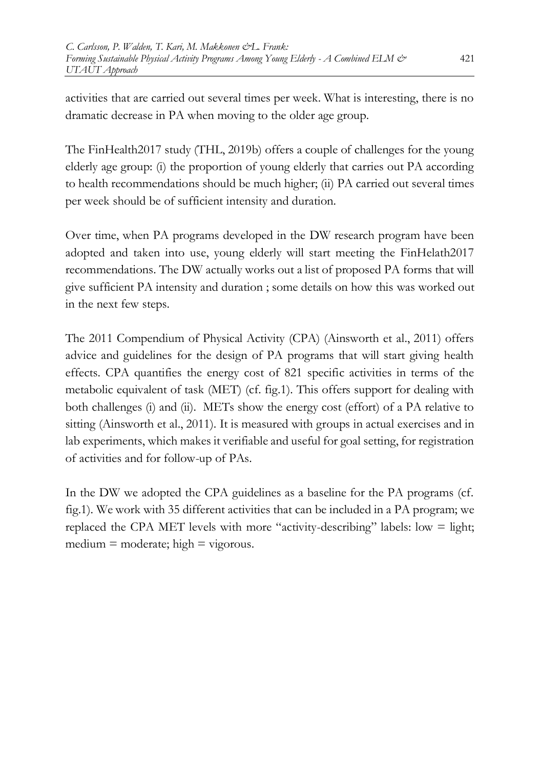activities that are carried out several times per week. What is interesting, there is no dramatic decrease in PA when moving to the older age group.

The FinHealth2017 study (THL, 2019b) offers a couple of challenges for the young elderly age group: (i) the proportion of young elderly that carries out PA according to health recommendations should be much higher; (ii) PA carried out several times per week should be of sufficient intensity and duration.

Over time, when PA programs developed in the DW research program have been adopted and taken into use, young elderly will start meeting the FinHelath2017 recommendations. The DW actually works out a list of proposed PA forms that will give sufficient PA intensity and duration ; some details on how this was worked out in the next few steps.

The 2011 Compendium of Physical Activity (CPA) (Ainsworth et al., 2011) offers advice and guidelines for the design of PA programs that will start giving health effects. CPA quantifies the energy cost of 821 specific activities in terms of the metabolic equivalent of task (MET) (cf. fig.1). This offers support for dealing with both challenges (i) and (ii). METs show the energy cost (effort) of a PA relative to sitting (Ainsworth et al., 2011). It is measured with groups in actual exercises and in lab experiments, which makes it verifiable and useful for goal setting, for registration of activities and for follow-up of PAs.

In the DW we adopted the CPA guidelines as a baseline for the PA programs (cf. fig.1). We work with 35 different activities that can be included in a PA program; we replaced the CPA MET levels with more "activity-describing" labels: low = light; medium = moderate; high = vigorous.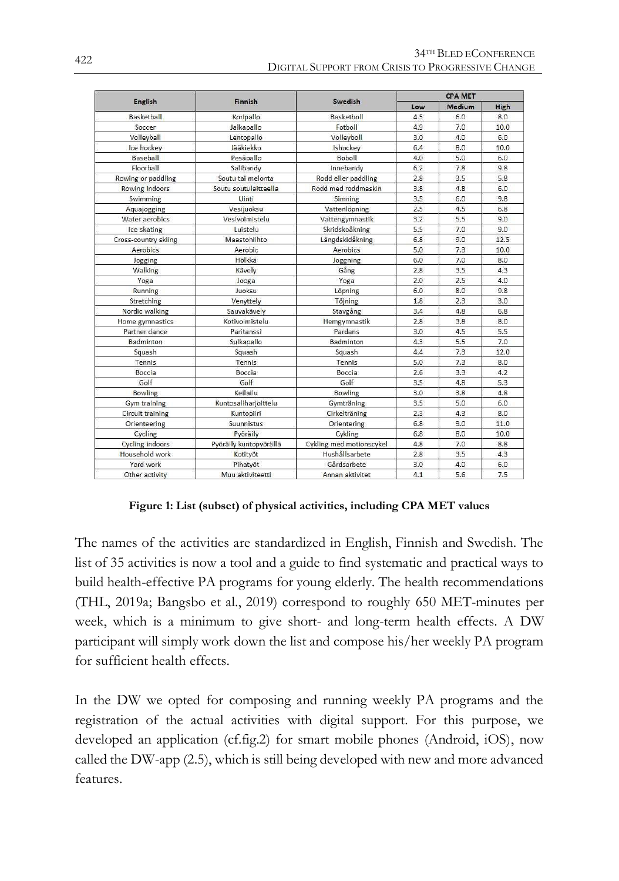| English | Finnish | Swedish | CPA MET | | |
|---|---|---|---|---|---|
| | | | Low | Medium | High |
| Basketball | Koripallo | Basketboll | 4.5 | 6.0 | 8.0 |
| Soccer | Jalkapallo | Fotboll | 4.9 | 7.0 | 10.0 |
| Volleyball | Lentopallo | Volleyboll | 3.0 | 4.0 | 6.0 |
| Ice hockey | Jääkiekko | Ishockey | 6.4 | 8.0 | 10.0 |
| Baseball | Pesäpallo | Boboll | 4.0 | 5.0 | 6.0 |
| Floorball | Salibandy | Innebandy | 6.2 | 7.8 | 9.8 |
| Rowing or paddling | Soutu tai melonta | Rodd eller paddling | 2.8 | 3.5 | 5.8 |
| Rowing indoors | Soutu soutulaitteella | Rodd med roddmaskin | 3.8 | 4.8 | 6.0 |
| Swimming | Uinti | Simning | 3.5 | 6.0 | 9.8 |
| Aquajogging | Vesijuoksu | Vattenlöpning | 2.5 | 4.5 | 6.8 |
| Water aerobics | Vesivoimistelu | Vattengymnastik | 3.2 | 5.5 | 9.0 |
| Ice skating | Luistelu | Skridskoåkning | 5.5 | 7.0 | 9.0 |
| Cross-country skiing | Maastohiihto | Längdskidåkning | 6.8 | 9.0 | 12.5 |
| Aerobics | Aerobic | Aerobics | 5.0 | 7.3 | 10.0 |
| Jogging | Hölkkä | Joggning | 6.0 | 7.0 | 8.0 |
| Walking | Kävely | Gång | 2.8 | 3.5 | 4.3 |
| Yoga | Jooga | Yoga | 2.0 | 2.5 | 4.0 |
| Running | Juoksu | Löpning | 6.0 | 8.0 | 9.8 |
| Stretching | Venyttely | Töjning | 1.8 | 2.3 | 3.0 |
| Nordic walking | Sauvakävely | Stavgång | 3.4 | 4.8 | 6.8 |
| Home gymnastics | Kotivoimistelu | Hemgymnastik | 2.8 | 3.8 | 8.0 |
| Partner dance | Paritanssi | Pardans | 3.0 | 4.5 | 5.5 |
| Badminton | Sulkapallo | Badminton | 4.3 | 5.5 | 7.0 |
| Squash | Squash | Squash | 4.4 | 7.3 | 12.0 |
| Tennis | Tennis | Tennis | 5.0 | 7.3 | 8.0 |
| Boccia | Boccia | Boccia | 2.6 | 3.3 | 4.2 |
| Golf | Golf | Golf | 3.5 | 4.8 | 5.3 |
| Bowling | Keilailu | Bowling | 3.0 | 3.8 | 4.8 |
| Gym training | Kuntosaliharjoittelu | Gymträning | 3.5 | 5.0 | 6.0 |
| Circuit training | Kuntopiiri | Cirkelträning | 2.3 | 4.3 | 8.0 |
| Orienteering | Suunnistus | Orientering | 6.8 | 9.0 | 11.0 |
| Cycling | Pyöräily | Cykling | 6.8 | 8.0 | 10.0 |
| Cycling indoors | Pyöräily kuntopyörällä | Cykling med motionscykel | 4.8 | 7.0 | 8.8 |
| Household work | Kotityöt | Hushållsarbete | 2.8 | 3.5 | 4.3 |
| Yard work | Pihatyöt | Gårdsarbete | 3.0 | 4.0 | 6.0 |
| Other activity | Muu aktiviteetti | Annan aktivitet | 4.1 | 5.6 | 7.5 |

**Figure 1: List (subset) of physical activities, including CPA MET values**

The names of the activities are standardized in English, Finnish and Swedish. The list of 35 activities is now a tool and a guide to find systematic and practical ways to build health-effective PA programs for young elderly. The health recommendations (THL, 2019a; Bangsbo et al., 2019) correspond to roughly 650 MET-minutes per week, which is a minimum to give short- and long-term health effects. A DW participant will simply work down the list and compose his/her weekly PA program for sufficient health effects.

In the DW we opted for composing and running weekly PA programs and the registration of the actual activities with digital support. For this purpose, we developed an application (cf.fig.2) for smart mobile phones (Android, iOS), now called the DW-app (2.5), which is still being developed with new and more advanced features.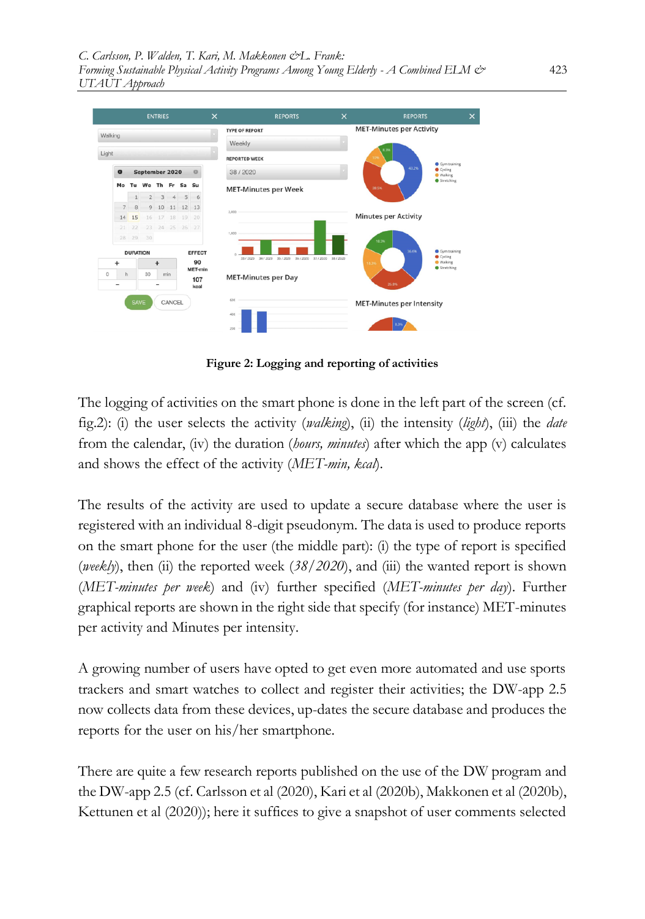**Figure 2: Logging and reporting of activities**

The logging of activities on the smart phone is done in the left part of the screen (cf. fig.2): (i) the user selects the activity (*walking*), (ii) the intensity (*light*), (iii) the *date* from the calendar, (iv) the duration (*hours, minutes*) after which the app (v) calculates and shows the effect of the activity (*MET-min, kcal*).

The results of the activity are used to update a secure database where the user is registered with an individual 8-digit pseudonym. The data is used to produce reports on the smart phone for the user (the middle part): (i) the type of report is specified (*weekly*), then (ii) the reported week (*38/2020*), and (iii) the wanted report is shown (*MET-minutes per week*) and (iv) further specified (*MET-minutes per day*). Further graphical reports are shown in the right side that specify (for instance) MET-minutes per activity and Minutes per intensity.

A growing number of users have opted to get even more automated and use sports trackers and smart watches to collect and register their activities; the DW-app 2.5 now collects data from these devices, up-dates the secure database and produces the reports for the user on his/her smartphone.

There are quite a few research reports published on the use of the DW program and the DW-app 2.5 (cf. Carlsson et al (2020), Kari et al (2020b), Makkonen et al (2020b), Kettunen et al (2020)); here it suffices to give a snapshot of user comments selected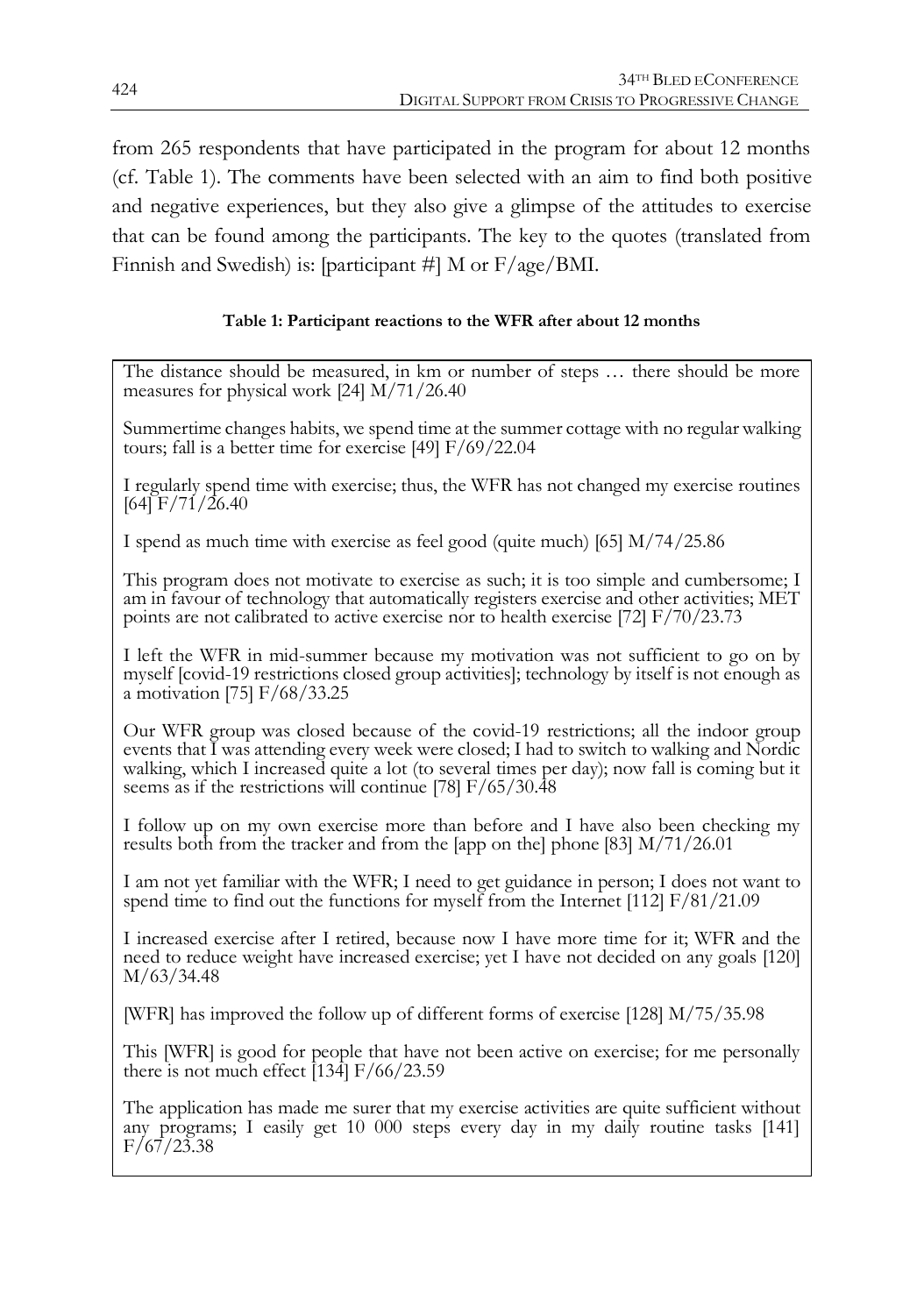from 265 respondents that have participated in the program for about 12 months (cf. Table 1). The comments have been selected with an aim to find both positive and negative experiences, but they also give a glimpse of the attitudes to exercise that can be found among the participants. The key to the quotes (translated from Finnish and Swedish) is: [participant #] M or F/age/BMI.

**Table 1: Participant reactions to the WFR after about 12 months**

| |
|---|
| The distance should be measured, in km or number of steps … there should be more measures for physical work [24] M/71/26.40 |
| Summertime changes habits, we spend time at the summer cottage with no regular walking tours; fall is a better time for exercise [49] F/69/22.04 |
| I regularly spend time with exercise; thus, the WFR has not changed my exercise routines [64] F/71/26.40 |
| I spend as much time with exercise as feel good (quite much) [65] M/74/25.86 |
| This program does not motivate to exercise as such; it is too simple and cumbersome; I am in favour of technology that automatically registers exercise and other activities; MET points are not calibrated to active exercise nor to health exercise [72] F/70/23.73 |
| I left the WFR in mid-summer because my motivation was not sufficient to go on by myself [covid-19 restrictions closed group activities]; technology by itself is not enough as a motivation [75] F/68/33.25 |
| Our WFR group was closed because of the covid-19 restrictions; all the indoor group events that I was attending every week were closed; I had to switch to walking and Nordic walking, which I increased quite a lot (to several times per day); now fall is coming but it seems as if the restrictions will continue [78] F/65/30.48 |
| I follow up on my own exercise more than before and I have also been checking my results both from the tracker and from the [app on the] phone [83] M/71/26.01 |
| I am not yet familiar with the WFR; I need to get guidance in person; I does not want to spend time to find out the functions for myself from the Internet [112] F/81/21.09 |
| I increased exercise after I retired, because now I have more time for it; WFR and the need to reduce weight have increased exercise; yet I have not decided on any goals [120] M/63/34.48 |
| [WFR] has improved the follow up of different forms of exercise [128] M/75/35.98 |
| This [WFR] is good for people that have not been active on exercise; for me personally there is not much effect [134] F/66/23.59 |
| The application has made me surer that my exercise activities are quite sufficient without any programs; I easily get 10 000 steps every day in my daily routine tasks [141] F/67/23.38 |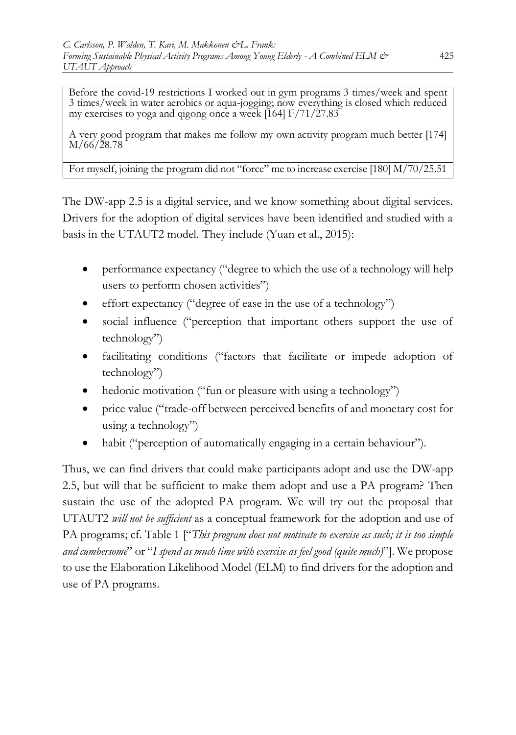| |
|---|
| Before the covid-19 restrictions I worked out in gym programs 3 times/week and spent 3 times/week in water aerobics or aqua-jogging; now everything is closed which reduced my exercises to yoga and qigong once a week [164] F/71/27.83 |
| A very good program that makes me follow my own activity program much better [174] M/66/28.78 |
| For myself, joining the program did not "force" me to increase exercise [180] M/70/25.51 |

The DW-app 2.5 is a digital service, and we know something about digital services. Drivers for the adoption of digital services have been identified and studied with a basis in the UTAUT2 model. They include (Yuan et al., 2015):

- performance expectancy ("degree to which the use of a technology will help users to perform chosen activities")
- effort expectancy ("degree of ease in the use of a technology")
- social influence ("perception that important others support the use of technology")
- facilitating conditions ("factors that facilitate or impede adoption of technology")
- hedonic motivation ("fun or pleasure with using a technology")
- price value ("trade-off between perceived benefits of and monetary cost for using a technology")
- habit ("perception of automatically engaging in a certain behaviour").

Thus, we can find drivers that could make participants adopt and use the DW-app 2.5, but will that be sufficient to make them adopt and use a PA program? Then sustain the use of the adopted PA program. We will try out the proposal that UTAUT2 *will not be sufficient* as a conceptual framework for the adoption and use of PA programs; cf. Table 1 ["*This program does not motivate to exercise as such; it is too simple and cumbersome*" or "*I spend as much time with exercise as feel good (quite much)*"]. We propose to use the Elaboration Likelihood Model (ELM) to find drivers for the adoption and use of PA programs.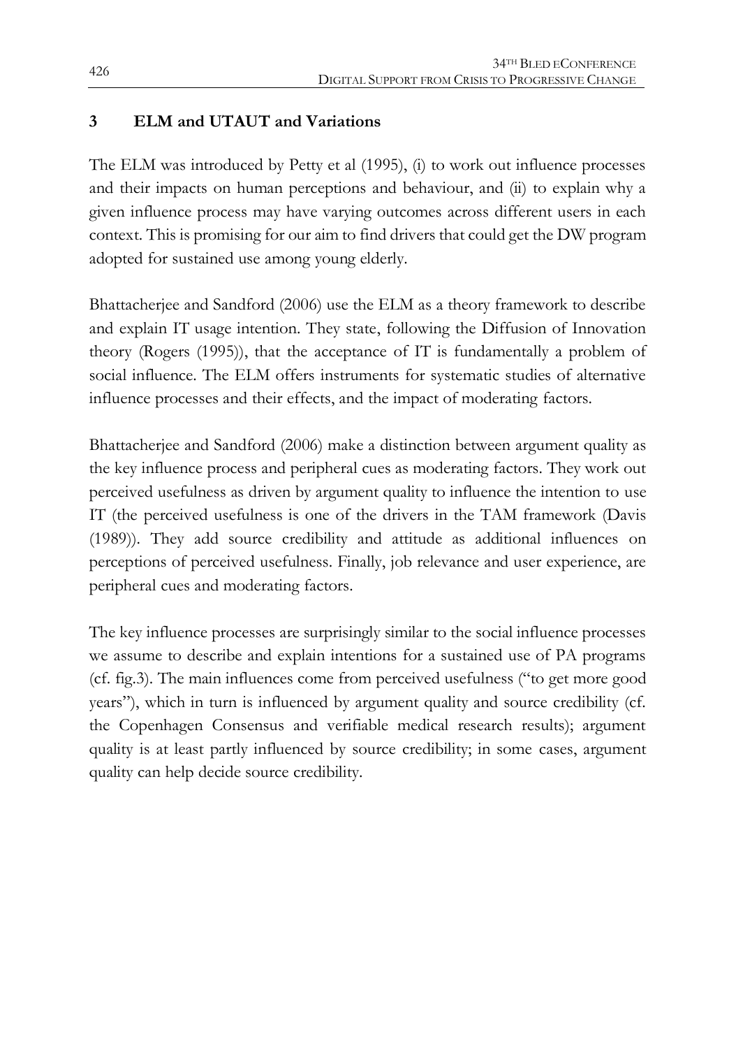## 3 ELM and UTAUT and Variations

The ELM was introduced by Petty et al (1995), (i) to work out influence processes and their impacts on human perceptions and behaviour, and (ii) to explain why a given influence process may have varying outcomes across different users in each context. This is promising for our aim to find drivers that could get the DW program adopted for sustained use among young elderly.

Bhattacherjee and Sandford (2006) use the ELM as a theory framework to describe and explain IT usage intention. They state, following the Diffusion of Innovation theory (Rogers (1995)), that the acceptance of IT is fundamentally a problem of social influence. The ELM offers instruments for systematic studies of alternative influence processes and their effects, and the impact of moderating factors.

Bhattacherjee and Sandford (2006) make a distinction between argument quality as the key influence process and peripheral cues as moderating factors. They work out perceived usefulness as driven by argument quality to influence the intention to use IT (the perceived usefulness is one of the drivers in the TAM framework (Davis (1989)). They add source credibility and attitude as additional influences on perceptions of perceived usefulness. Finally, job relevance and user experience, are peripheral cues and moderating factors.

The key influence processes are surprisingly similar to the social influence processes we assume to describe and explain intentions for a sustained use of PA programs (cf. fig.3). The main influences come from perceived usefulness ("to get more good years"), which in turn is influenced by argument quality and source credibility (cf. the Copenhagen Consensus and verifiable medical research results); argument quality is at least partly influenced by source credibility; in some cases, argument quality can help decide source credibility.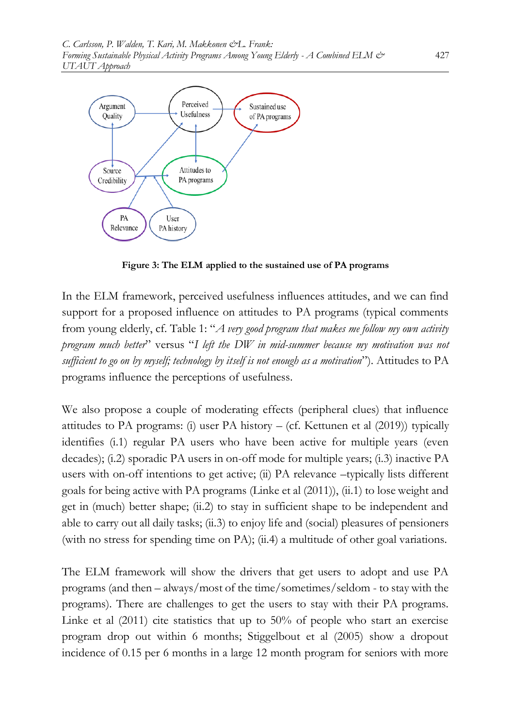**Figure 3: The ELM applied to the sustained use of PA programs**

In the ELM framework, perceived usefulness influences attitudes, and we can find support for a proposed influence on attitudes to PA programs (typical comments from young elderly, cf. Table 1: "*A very good program that makes me follow my own activity program much better*" versus "*I left the DW in mid-summer because my motivation was not sufficient to go on by myself; technology by itself is not enough as a motivation*"). Attitudes to PA programs influence the perceptions of usefulness.

We also propose a couple of moderating effects (peripheral clues) that influence attitudes to PA programs: (i) user PA history – (cf. Kettunen et al (2019)) typically identifies (i.1) regular PA users who have been active for multiple years (even decades); (i.2) sporadic PA users in on-off mode for multiple years; (i.3) inactive PA users with on-off intentions to get active; (ii) PA relevance –typically lists different goals for being active with PA programs (Linke et al (2011)), (ii.1) to lose weight and get in (much) better shape; (ii.2) to stay in sufficient shape to be independent and able to carry out all daily tasks; (ii.3) to enjoy life and (social) pleasures of pensioners (with no stress for spending time on PA); (ii.4) a multitude of other goal variations.

The ELM framework will show the drivers that get users to adopt and use PA programs (and then – always/most of the time/sometimes/seldom - to stay with the programs). There are challenges to get the users to stay with their PA programs. Linke et al (2011) cite statistics that up to 50% of people who start an exercise program drop out within 6 months; Stiggelbout et al (2005) show a dropout incidence of 0.15 per 6 months in a large 12 month program for seniors with more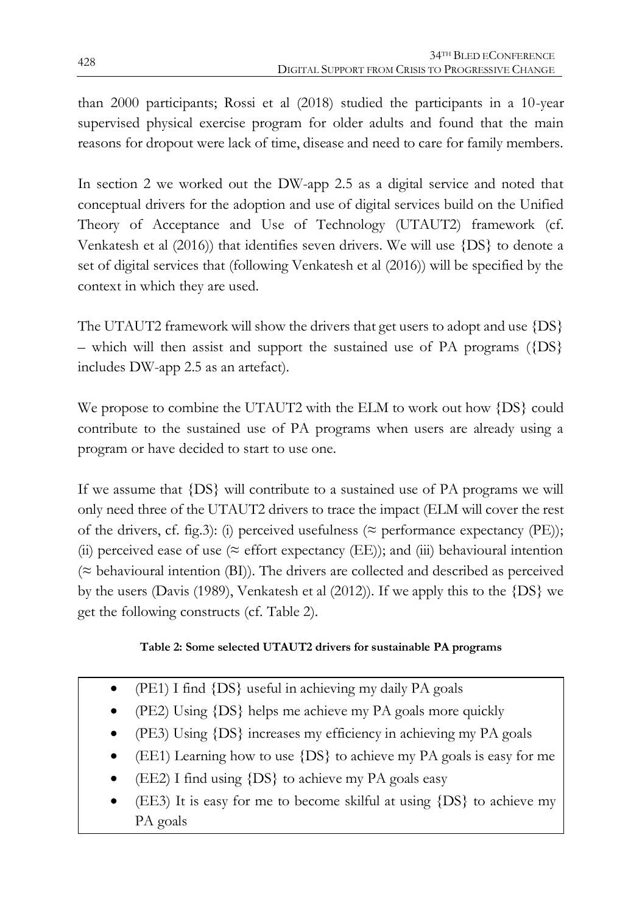than 2000 participants; Rossi et al (2018) studied the participants in a 10-year supervised physical exercise program for older adults and found that the main reasons for dropout were lack of time, disease and need to care for family members.

In section 2 we worked out the DW-app 2.5 as a digital service and noted that conceptual drivers for the adoption and use of digital services build on the Unified Theory of Acceptance and Use of Technology (UTAUT2) framework (cf. Venkatesh et al (2016)) that identifies seven drivers. We will use {DS} to denote a set of digital services that (following Venkatesh et al (2016)) will be specified by the context in which they are used.

The UTAUT2 framework will show the drivers that get users to adopt and use {DS} – which will then assist and support the sustained use of PA programs ({DS} includes DW-app 2.5 as an artefact).

We propose to combine the UTAUT2 with the ELM to work out how {DS} could contribute to the sustained use of PA programs when users are already using a program or have decided to start to use one.

If we assume that {DS} will contribute to a sustained use of PA programs we will only need three of the UTAUT2 drivers to trace the impact (ELM will cover the rest of the drivers, cf. fig.3): (i) perceived usefulness (≈ performance expectancy (PE)); (ii) perceived ease of use (≈ effort expectancy (EE)); and (iii) behavioural intention (≈ behavioural intention (BI)). The drivers are collected and described as perceived by the users (Davis (1989), Venkatesh et al (2012)). If we apply this to the {DS} we get the following constructs (cf. Table 2).

**Table 2: Some selected UTAUT2 drivers for sustainable PA programs**

- (PE1) I find {DS} useful in achieving my daily PA goals
- (PE2) Using {DS} helps me achieve my PA goals more quickly
- (PE3) Using {DS} increases my efficiency in achieving my PA goals
- (EE1) Learning how to use {DS} to achieve my PA goals is easy for me
- (EE2) I find using {DS} to achieve my PA goals easy
- (EE3) It is easy for me to become skilful at using {DS} to achieve my PA goals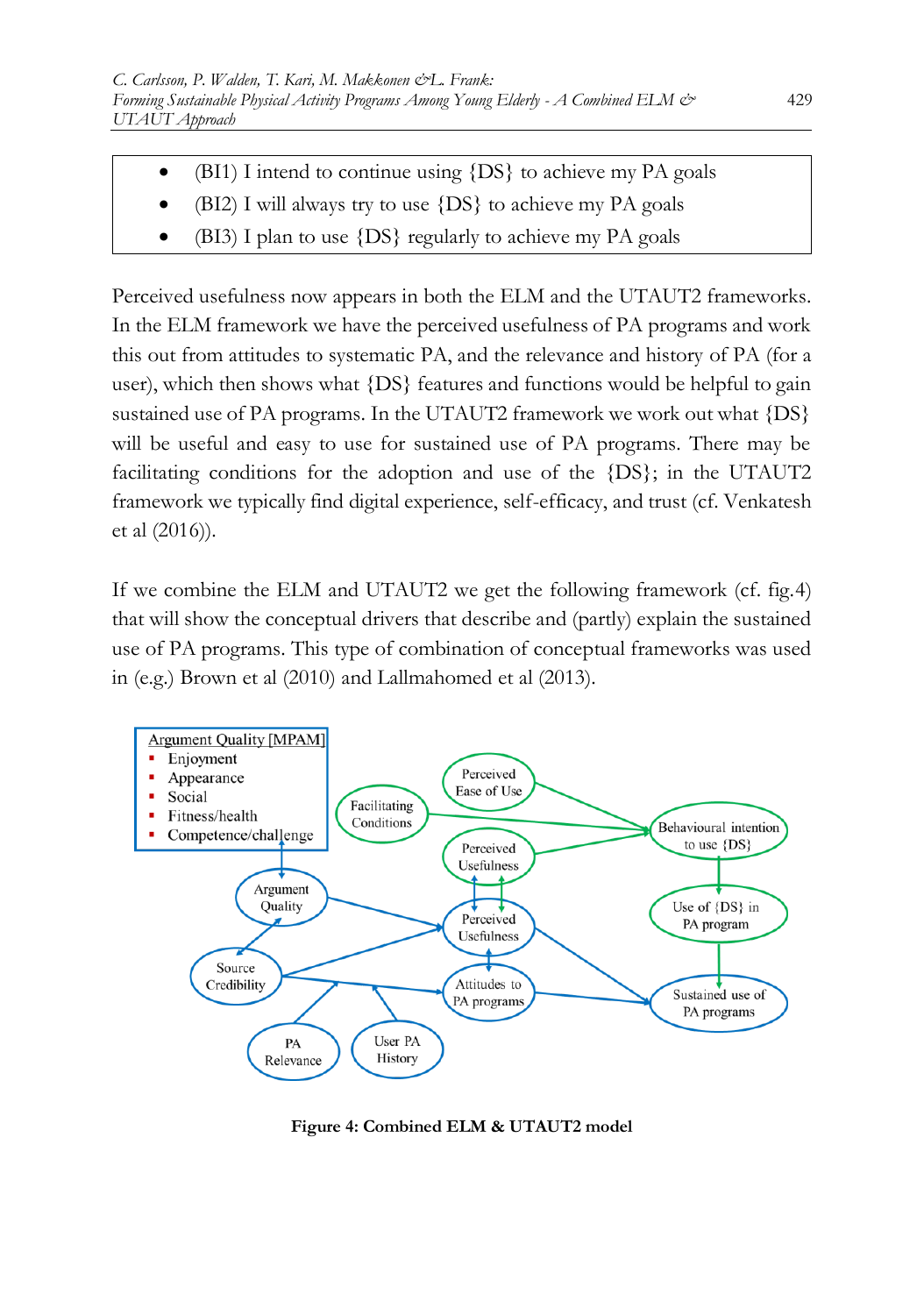- (BI1) I intend to continue using {DS} to achieve my PA goals
- (BI2) I will always try to use {DS} to achieve my PA goals
- (BI3) I plan to use {DS} regularly to achieve my PA goals

Perceived usefulness now appears in both the ELM and the UTAUT2 frameworks. In the ELM framework we have the perceived usefulness of PA programs and work this out from attitudes to systematic PA, and the relevance and history of PA (for a user), which then shows what {DS} features and functions would be helpful to gain sustained use of PA programs. In the UTAUT2 framework we work out what {DS} will be useful and easy to use for sustained use of PA programs. There may be facilitating conditions for the adoption and use of the {DS}; in the UTAUT2 framework we typically find digital experience, self-efficacy, and trust (cf. Venkatesh et al (2016)).

If we combine the ELM and UTAUT2 we get the following framework (cf. fig.4) that will show the conceptual drivers that describe and (partly) explain the sustained use of PA programs. This type of combination of conceptual frameworks was used in (e.g.) Brown et al (2010) and Lallmahomed et al (2013).

Argument Quality [MPAM]
- Enjoyment
- Appearance
- Social
- Fitness/health
- Competence/challenge

**Figure 4: Combined ELM & UTAUT2 model**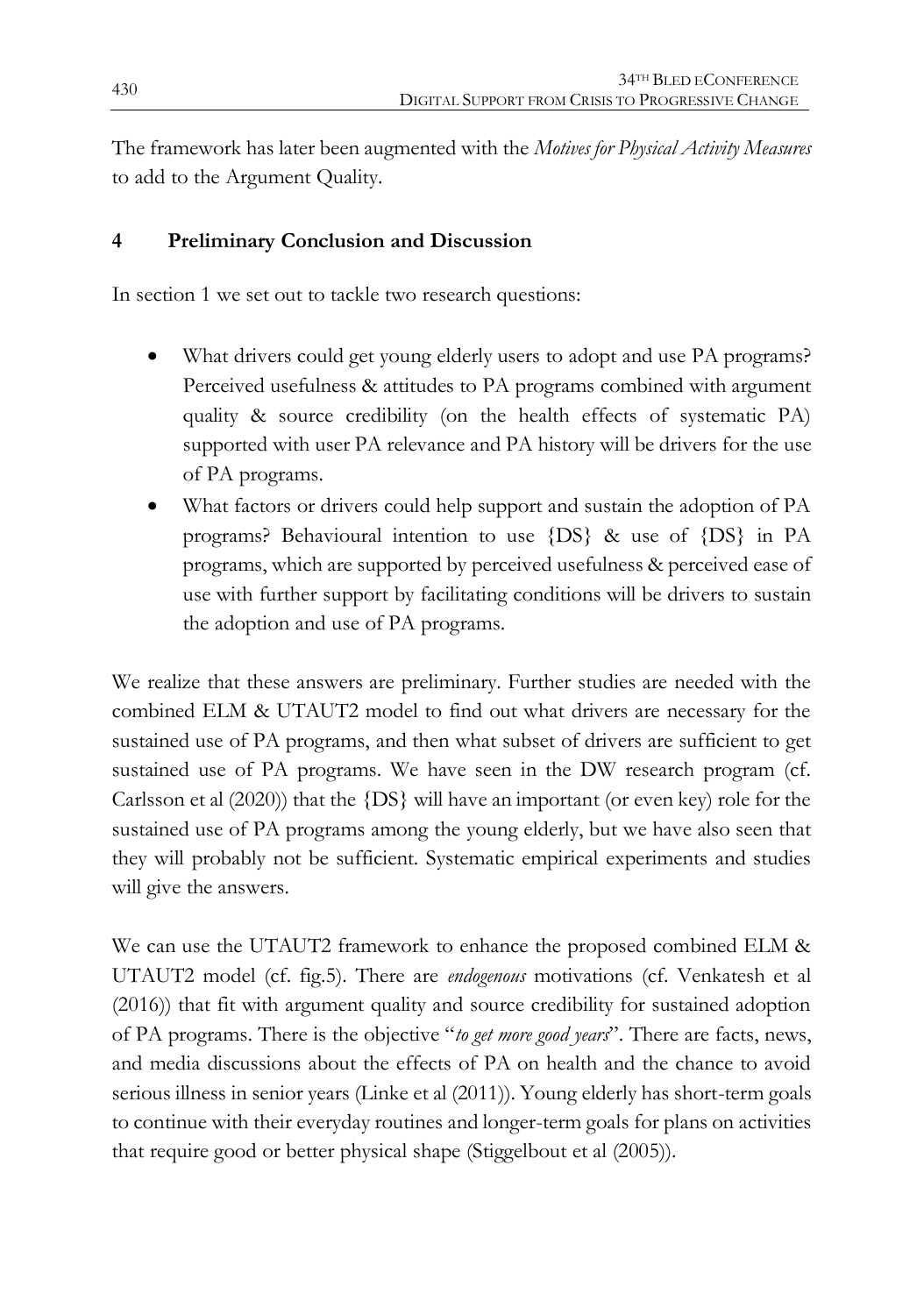The framework has later been augmented with the *Motives for Physical Activity Measures* to add to the Argument Quality.

## 4 Preliminary Conclusion and Discussion

In section 1 we set out to tackle two research questions:

- What drivers could get young elderly users to adopt and use PA programs? Perceived usefulness & attitudes to PA programs combined with argument quality & source credibility (on the health effects of systematic PA) supported with user PA relevance and PA history will be drivers for the use of PA programs.
- What factors or drivers could help support and sustain the adoption of PA programs? Behavioural intention to use {DS} & use of {DS} in PA programs, which are supported by perceived usefulness & perceived ease of use with further support by facilitating conditions will be drivers to sustain the adoption and use of PA programs.

We realize that these answers are preliminary. Further studies are needed with the combined ELM & UTAUT2 model to find out what drivers are necessary for the sustained use of PA programs, and then what subset of drivers are sufficient to get sustained use of PA programs. We have seen in the DW research program (cf. Carlsson et al (2020)) that the {DS} will have an important (or even key) role for the sustained use of PA programs among the young elderly, but we have also seen that they will probably not be sufficient. Systematic empirical experiments and studies will give the answers.

We can use the UTAUT2 framework to enhance the proposed combined ELM & UTAUT2 model (cf. fig.5). There are *endogenous* motivations (cf. Venkatesh et al (2016)) that fit with argument quality and source credibility for sustained adoption of PA programs. There is the objective "*to get more good years*". There are facts, news, and media discussions about the effects of PA on health and the chance to avoid serious illness in senior years (Linke et al (2011)). Young elderly has short-term goals to continue with their everyday routines and longer-term goals for plans on activities that require good or better physical shape (Stiggelbout et al (2005)).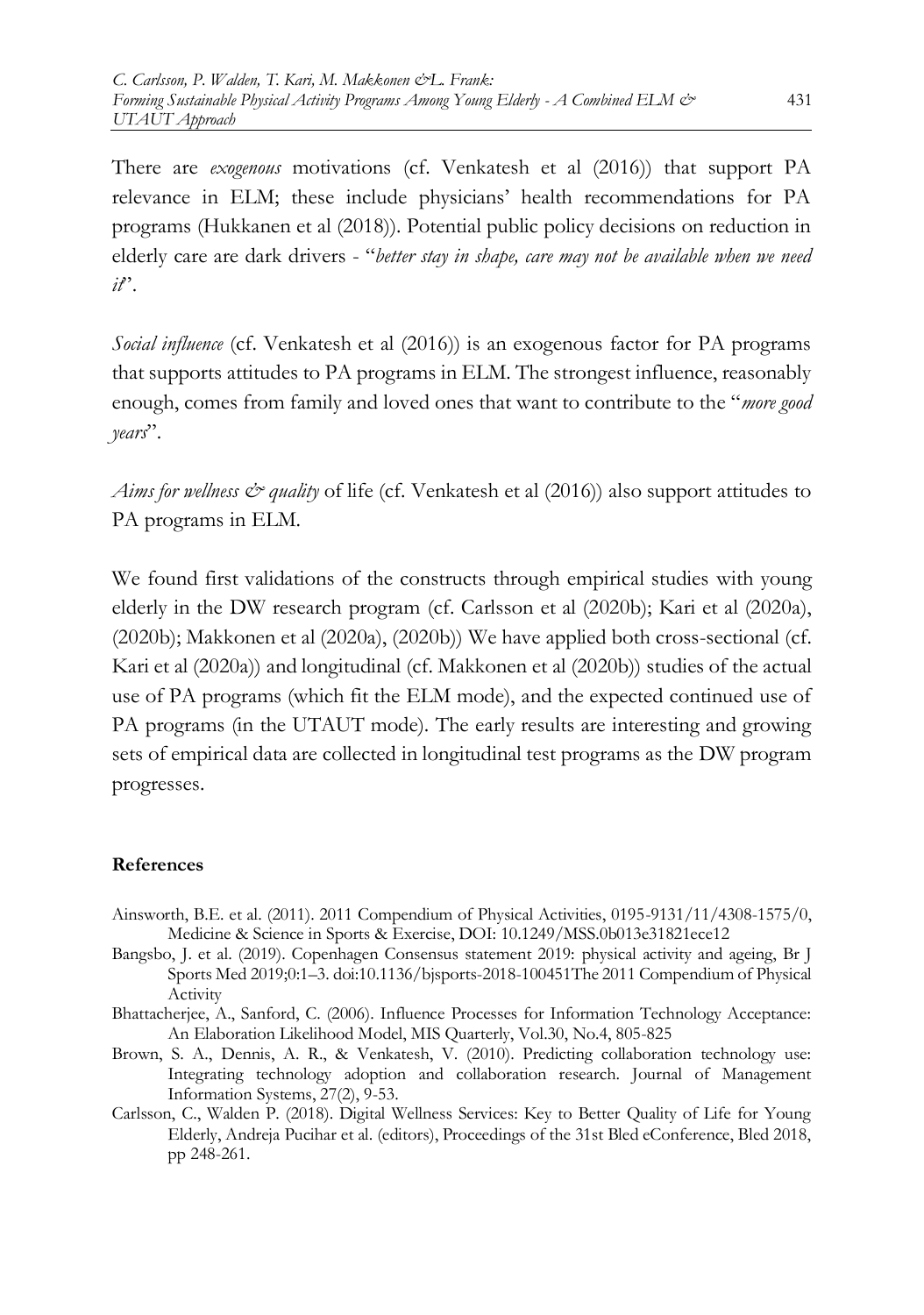There are *exogenous* motivations (cf. Venkatesh et al (2016)) that support PA relevance in ELM; these include physicians' health recommendations for PA programs (Hukkanen et al (2018)). Potential public policy decisions on reduction in elderly care are dark drivers - "*better stay in shape, care may not be available when we need it*".

*Social influence* (cf. Venkatesh et al (2016)) is an exogenous factor for PA programs that supports attitudes to PA programs in ELM. The strongest influence, reasonably enough, comes from family and loved ones that want to contribute to the "*more good years*".

*Aims for wellness & quality* of life (cf. Venkatesh et al (2016)) also support attitudes to PA programs in ELM.

We found first validations of the constructs through empirical studies with young elderly in the DW research program (cf. Carlsson et al (2020b); Kari et al (2020a), (2020b); Makkonen et al (2020a), (2020b)) We have applied both cross-sectional (cf. Kari et al (2020a)) and longitudinal (cf. Makkonen et al (2020b)) studies of the actual use of PA programs (which fit the ELM mode), and the expected continued use of PA programs (in the UTAUT mode). The early results are interesting and growing sets of empirical data are collected in longitudinal test programs as the DW program progresses.

## References

Ainsworth, B.E. et al. (2011). 2011 Compendium of Physical Activities, 0195-9131/11/4308-1575/0, Medicine & Science in Sports & Exercise, DOI: 10.1249/MSS.0b013e31821ece12

Bangsbo, J. et al. (2019). Copenhagen Consensus statement 2019: physical activity and ageing, Br J Sports Med 2019;0:1–3. doi:10.1136/bjsports-2018-100451The 2011 Compendium of Physical Activity

Bhattacherjee, A., Sanford, C. (2006). Influence Processes for Information Technology Acceptance: An Elaboration Likelihood Model, MIS Quarterly, Vol.30, No.4, 805-825

Brown, S. A., Dennis, A. R., & Venkatesh, V. (2010). Predicting collaboration technology use: Integrating technology adoption and collaboration research. Journal of Management Information Systems, 27(2), 9-53.

Carlsson, C., Walden P. (2018). Digital Wellness Services: Key to Better Quality of Life for Young Elderly, Andreja Pucihar et al. (editors), Proceedings of the 31st Bled eConference, Bled 2018, pp 248-261.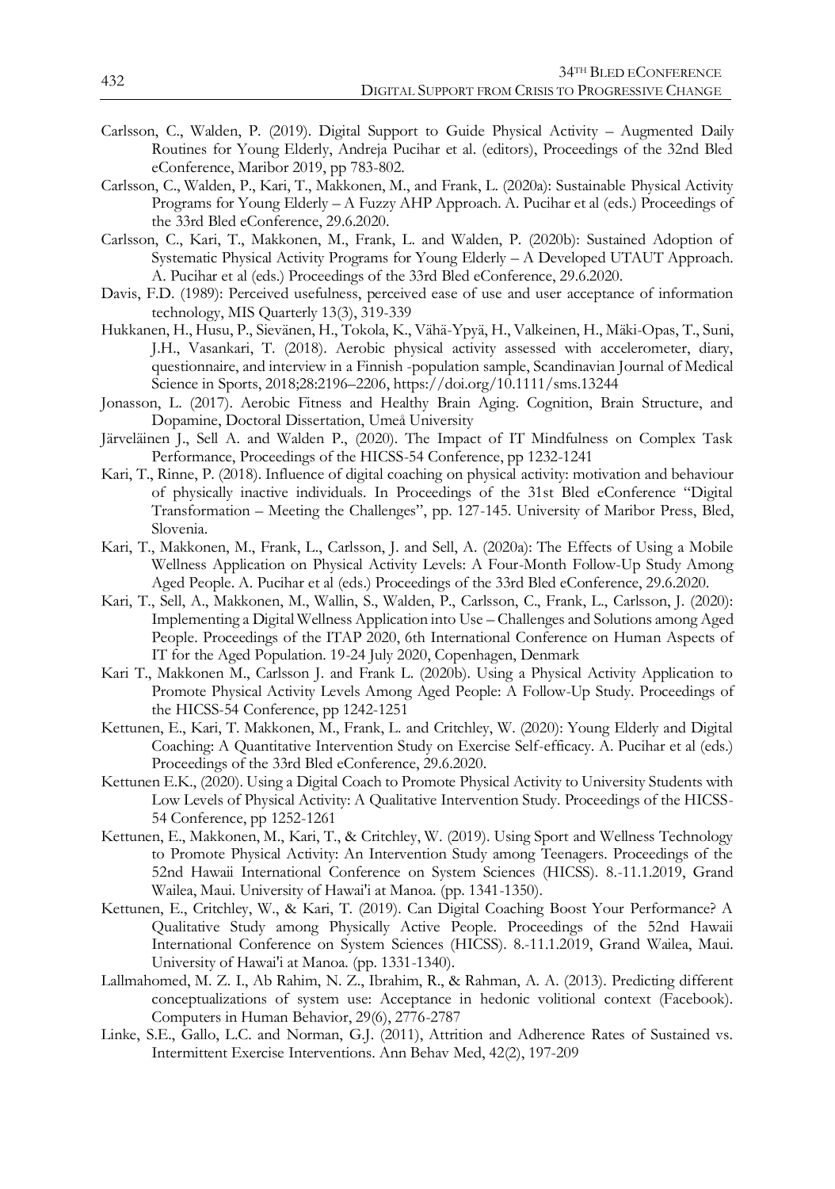Carlsson, C., Walden, P. (2019). Digital Support to Guide Physical Activity – Augmented Daily Routines for Young Elderly, Andreja Pucihar et al. (editors), Proceedings of the 32nd Bled eConference, Maribor 2019, pp 783-802.

Carlsson, C., Walden, P., Kari, T., Makkonen, M., and Frank, L. (2020a): Sustainable Physical Activity Programs for Young Elderly – A Fuzzy AHP Approach. A. Pucihar et al (eds.) Proceedings of the 33rd Bled eConference, 29.6.2020.

Carlsson, C., Kari, T., Makkonen, M., Frank, L. and Walden, P. (2020b): Sustained Adoption of Systematic Physical Activity Programs for Young Elderly – A Developed UTAUT Approach. A. Pucihar et al (eds.) Proceedings of the 33rd Bled eConference, 29.6.2020.

Davis, F.D. (1989): Perceived usefulness, perceived ease of use and user acceptance of information technology, MIS Quarterly 13(3), 319-339

Hukkanen, H., Husu, P., Sievänen, H., Tokola, K., Vähä-Ypyä, H., Valkeinen, H., Mäki-Opas, T., Suni, J.H., Vasankari, T. (2018). Aerobic physical activity assessed with accelerometer, diary, questionnaire, and interview in a Finnish -population sample, Scandinavian Journal of Medical Science in Sports, 2018;28:2196–2206, https://doi.org/10.1111/sms.13244

Jonasson, L. (2017). Aerobic Fitness and Healthy Brain Aging. Cognition, Brain Structure, and Dopamine, Doctoral Dissertation, Umeå University

Järveläinen J., Sell A. and Walden P., (2020). The Impact of IT Mindfulness on Complex Task Performance, Proceedings of the HICSS-54 Conference, pp 1232-1241

Kari, T., Rinne, P. (2018). Influence of digital coaching on physical activity: motivation and behaviour of physically inactive individuals. In Proceedings of the 31st Bled eConference "Digital Transformation – Meeting the Challenges", pp. 127-145. University of Maribor Press, Bled, Slovenia.

Kari, T., Makkonen, M., Frank, L., Carlsson, J. and Sell, A. (2020a): The Effects of Using a Mobile Wellness Application on Physical Activity Levels: A Four-Month Follow-Up Study Among Aged People. A. Pucihar et al (eds.) Proceedings of the 33rd Bled eConference, 29.6.2020.

Kari, T., Sell, A., Makkonen, M., Wallin, S., Walden, P., Carlsson, C., Frank, L., Carlsson, J. (2020): Implementing a Digital Wellness Application into Use – Challenges and Solutions among Aged People. Proceedings of the ITAP 2020, 6th International Conference on Human Aspects of IT for the Aged Population. 19-24 July 2020, Copenhagen, Denmark

Kari T., Makkonen M., Carlsson J. and Frank L. (2020b). Using a Physical Activity Application to Promote Physical Activity Levels Among Aged People: A Follow-Up Study. Proceedings of the HICSS-54 Conference, pp 1242-1251

Kettunen, E., Kari, T. Makkonen, M., Frank, L. and Critchley, W. (2020): Young Elderly and Digital Coaching: A Quantitative Intervention Study on Exercise Self-efficacy. A. Pucihar et al (eds.) Proceedings of the 33rd Bled eConference, 29.6.2020.

Kettunen E.K., (2020). Using a Digital Coach to Promote Physical Activity to University Students with Low Levels of Physical Activity: A Qualitative Intervention Study. Proceedings of the HICSS-54 Conference, pp 1252-1261

Kettunen, E., Makkonen, M., Kari, T., & Critchley, W. (2019). Using Sport and Wellness Technology to Promote Physical Activity: An Intervention Study among Teenagers. Proceedings of the 52nd Hawaii International Conference on System Sciences (HICSS). 8.-11.1.2019, Grand Wailea, Maui. University of Hawai'i at Manoa. (pp. 1341-1350).

Kettunen, E., Critchley, W., & Kari, T. (2019). Can Digital Coaching Boost Your Performance? A Qualitative Study among Physically Active People. Proceedings of the 52nd Hawaii International Conference on System Sciences (HICSS). 8.-11.1.2019, Grand Wailea, Maui. University of Hawai'i at Manoa. (pp. 1331-1340).

Lallmahomed, M. Z. I., Ab Rahim, N. Z., Ibrahim, R., & Rahman, A. A. (2013). Predicting different conceptualizations of system use: Acceptance in hedonic volitional context (Facebook). Computers in Human Behavior, 29(6), 2776-2787

Linke, S.E., Gallo, L.C. and Norman, G.J. (2011), Attrition and Adherence Rates of Sustained vs. Intermittent Exercise Interventions. Ann Behav Med, 42(2), 197-209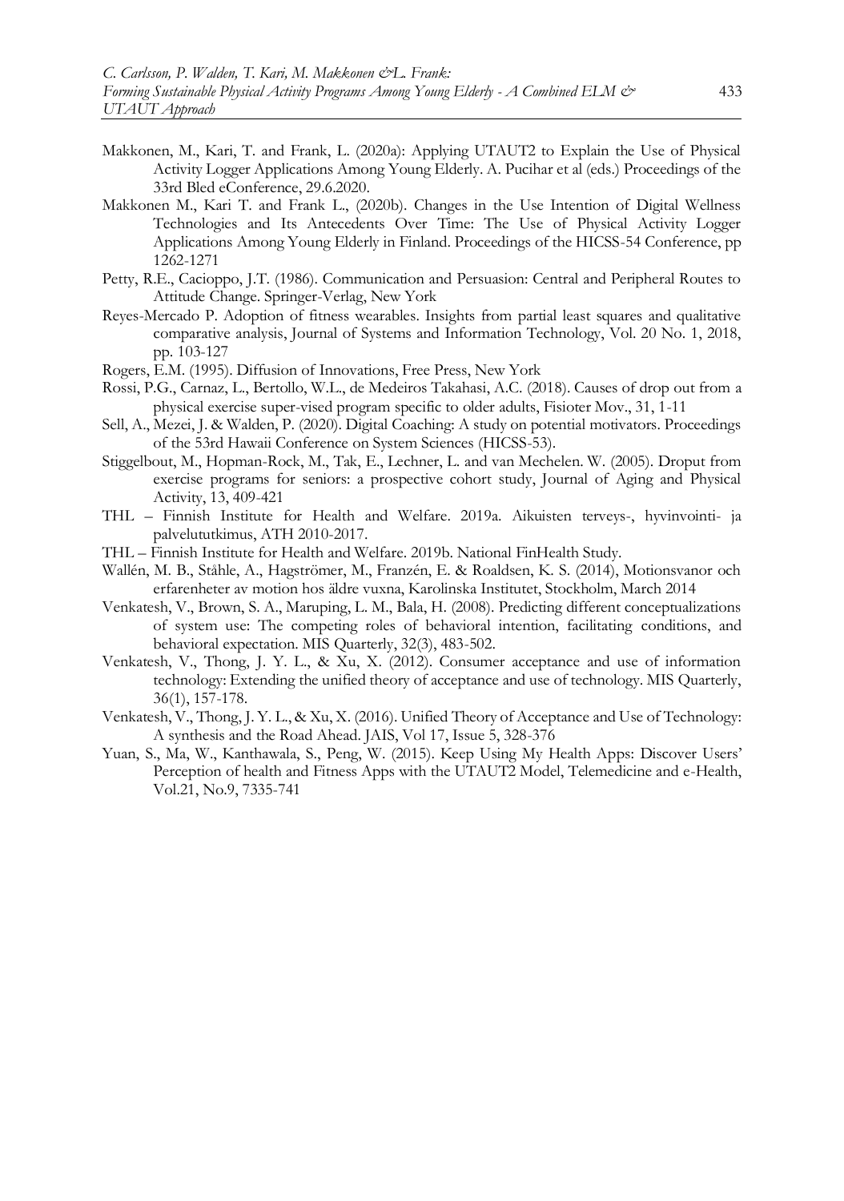Makkonen, M., Kari, T. and Frank, L. (2020a): Applying UTAUT2 to Explain the Use of Physical Activity Logger Applications Among Young Elderly. A. Pucihar et al (eds.) Proceedings of the 33rd Bled eConference, 29.6.2020.

Makkonen M., Kari T. and Frank L., (2020b). Changes in the Use Intention of Digital Wellness Technologies and Its Antecedents Over Time: The Use of Physical Activity Logger Applications Among Young Elderly in Finland. Proceedings of the HICSS-54 Conference, pp 1262-1271

Petty, R.E., Cacioppo, J.T. (1986). Communication and Persuasion: Central and Peripheral Routes to Attitude Change. Springer-Verlag, New York

Reyes-Mercado P. Adoption of fitness wearables. Insights from partial least squares and qualitative comparative analysis, Journal of Systems and Information Technology, Vol. 20 No. 1, 2018, pp. 103-127

Rogers, E.M. (1995). Diffusion of Innovations, Free Press, New York

Rossi, P.G., Carnaz, L., Bertollo, W.L., de Medeiros Takahasi, A.C. (2018). Causes of drop out from a physical exercise super-vised program specific to older adults, Fisioter Mov., 31, 1-11

Sell, A., Mezei, J. & Walden, P. (2020). Digital Coaching: A study on potential motivators. Proceedings of the 53rd Hawaii Conference on System Sciences (HICSS-53).

Stiggelbout, M., Hopman-Rock, M., Tak, E., Lechner, L. and van Mechelen. W. (2005). Droput from exercise programs for seniors: a prospective cohort study, Journal of Aging and Physical Activity, 13, 409-421

THL – Finnish Institute for Health and Welfare. 2019a. Aikuisten terveys-, hyvinvointi- ja palvelututkimus, ATH 2010-2017.

THL – Finnish Institute for Health and Welfare. 2019b. National FinHealth Study.

Wallén, M. B., Ståhle, A., Hagströmer, M., Franzén, E. & Roaldsen, K. S. (2014), Motionsvanor och erfarenheter av motion hos äldre vuxna, Karolinska Institutet, Stockholm, March 2014

Venkatesh, V., Brown, S. A., Maruping, L. M., Bala, H. (2008). Predicting different conceptualizations of system use: The competing roles of behavioral intention, facilitating conditions, and behavioral expectation. MIS Quarterly, 32(3), 483-502.

Venkatesh, V., Thong, J. Y. L., & Xu, X. (2012). Consumer acceptance and use of information technology: Extending the unified theory of acceptance and use of technology. MIS Quarterly, 36(1), 157-178.

Venkatesh, V., Thong, J. Y. L., & Xu, X. (2016). Unified Theory of Acceptance and Use of Technology: A synthesis and the Road Ahead. JAIS, Vol 17, Issue 5, 328-376

Yuan, S., Ma, W., Kanthawala, S., Peng, W. (2015). Keep Using My Health Apps: Discover Users' Perception of health and Fitness Apps with the UTAUT2 Model, Telemedicine and e-Health, Vol.21, No.9, 7335-741